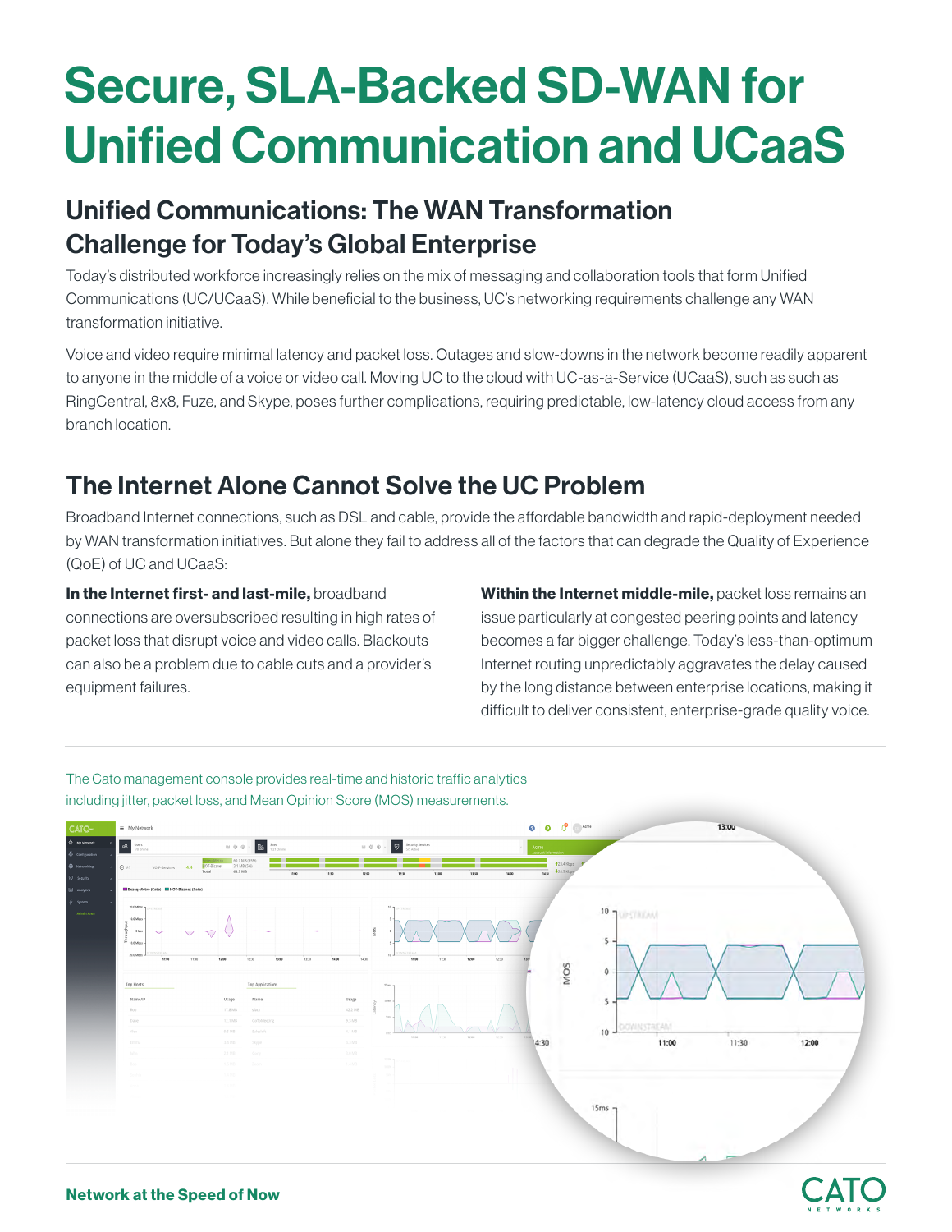# Secure, SLA-Backed SD-WAN for Unified Communication and UCaaS

## Unified Communications: The WAN Transformation Challenge for Today's Global Enterprise

Today's distributed workforce increasingly relies on the mix of messaging and collaboration tools that form Unified Communications (UC/UCaaS). While beneficial to the business, UC's networking requirements challenge any WAN transformation initiative.

Voice and video require minimal latency and packet loss. Outages and slow-downs in the network become readily apparent to anyone in the middle of a voice or video call. Moving UC to the cloud with UC-as-a-Service (UCaaS), such as such as RingCentral, 8x8, Fuze, and Skype, poses further complications, requiring predictable, low-latency cloud access from any branch location.

## The Internet Alone Cannot Solve the UC Problem

Broadband Internet connections, such as DSL and cable, provide the affordable bandwidth and rapid-deployment needed by WAN transformation initiatives. But alone they fail to address all of the factors that can degrade the Quality of Experience (QoE) of UC and UCaaS:

**In the Internet first- and last-mile,** broadband connections are oversubscribed resulting in high rates of packet loss that disrupt voice and video calls. Blackouts can also be a problem due to cable cuts and a provider's equipment failures.

**Within the Internet middle-mile,** packet loss remains an issue particularly at congested peering points and latency becomes a far bigger challenge. Today's less-than-optimum Internet routing unpredictably aggravates the delay caused by the long distance between enterprise locations, making it difficult to deliver consistent, enterprise-grade quality voice.

The Cato management console provides real-time and historic traffic analytics including jitter, packet loss, and Mean Opinion Score (MOS) measurements.

**Network at the Speed of Now**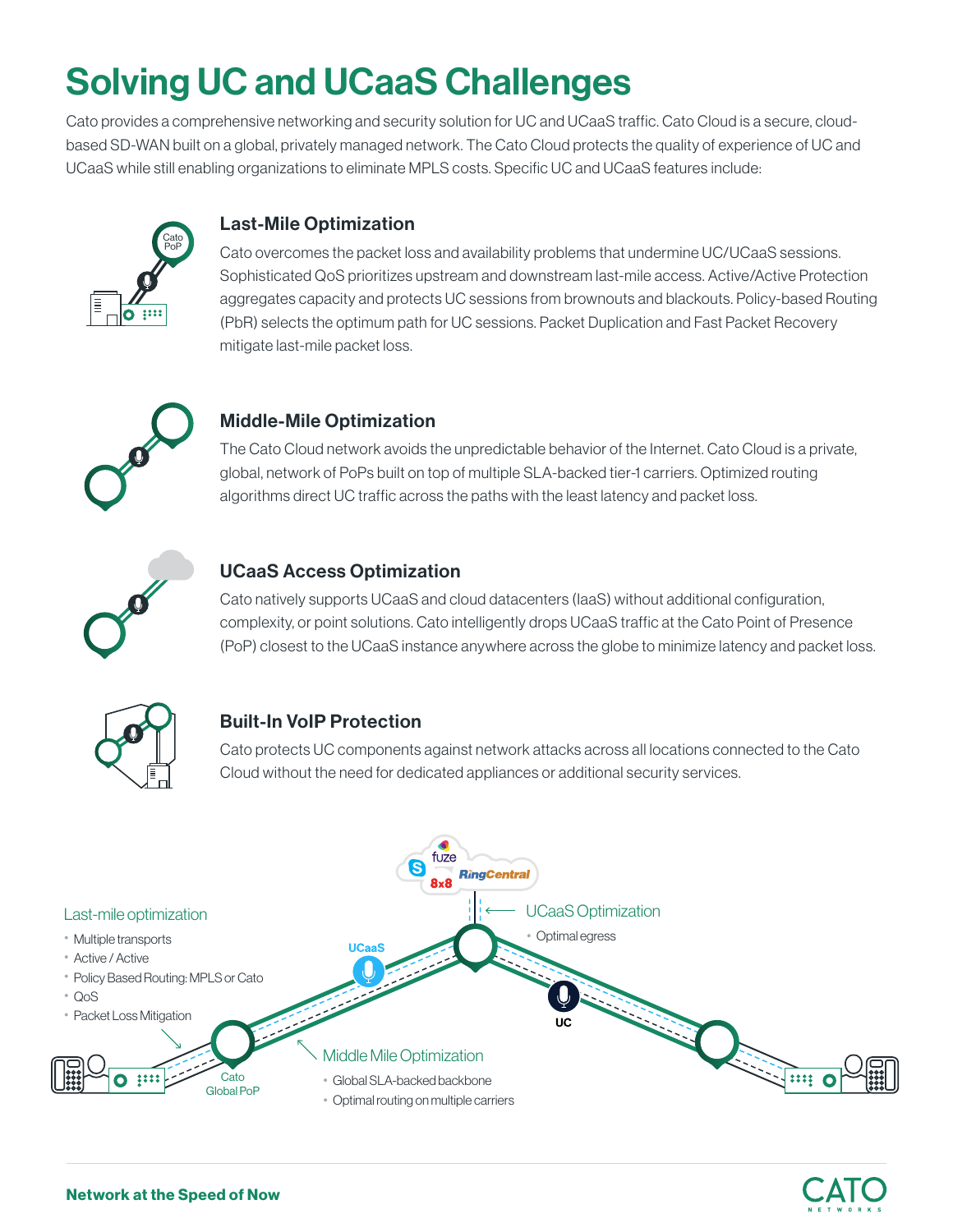# Solving UC and UCaaS Challenges

Cato provides a comprehensive networking and security solution for UC and UCaaS traffic. Cato Cloud is a secure, cloud-based SD-WAN built on a global, privately managed network. The Cato Cloud protects the quality of experience of UC and UCaaS while still enabling organizations to eliminate MPLS costs. Specific UC and UCaaS features include:

### Last-Mile Optimization

Cato overcomes the packet loss and availability problems that undermine UC/UCaaS sessions. Sophisticated QoS prioritizes upstream and downstream last-mile access. Active/Active Protection aggregates capacity and protects UC sessions from brownouts and blackouts. Policy-based Routing (PbR) selects the optimum path for UC sessions. Packet Duplication and Fast Packet Recovery mitigate last-mile packet loss.

### Middle-Mile Optimization

The Cato Cloud network avoids the unpredictable behavior of the Internet. Cato Cloud is a private, global, network of PoPs built on top of multiple SLA-backed tier-1 carriers. Optimized routing algorithms direct UC traffic across the paths with the least latency and packet loss.

### UCaaS Access Optimization

Cato natively supports UCaaS and cloud datacenters (IaaS) without additional configuration, complexity, or point solutions. Cato intelligently drops UCaaS traffic at the Cato Point of Presence (PoP) closest to the UCaaS instance anywhere across the globe to minimize latency and packet loss.

### Built-In VoIP Protection

Cato protects UC components against network attacks across all locations connected to the Cato Cloud without the need for dedicated appliances or additional security services.

fuze
RingCentral
8x8

Last-mile optimization
- Multiple transports
- Active / Active
- Policy Based Routing: MPLS or Cato
- QoS
- Packet Loss Mitigation

UCaaS

UCaaS Optimization
- Optimal egress

UC

Cato Global PoP

Middle Mile Optimization
- Global SLA-backed backbone
- Optimal routing on multiple carriers

**Network at the Speed of Now**